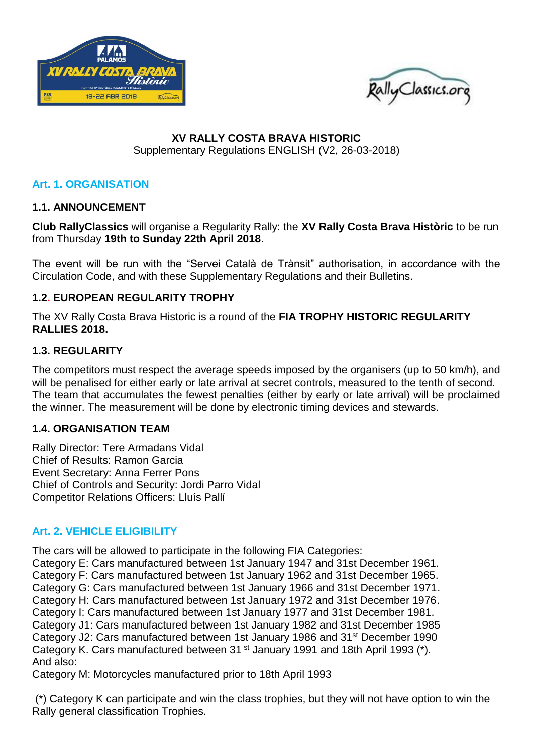# XV RALLY COSTA BRAVA HISTORIC

Supplementary Regulations ENGLISH (V2, 26-03-2018)

## Art. 1. ORGANISATION

### 1.1. ANNOUNCEMENT

**Club RallyClassics** will organise a Regularity Rally: the **XV Rally Costa Brava Històric** to be run from Thursday **19th to Sunday 22th April 2018**.

The event will be run with the "Servei Català de Trànsit" authorisation, in accordance with the Circulation Code, and with these Supplementary Regulations and their Bulletins.

### 1.2. EUROPEAN REGULARITY TROPHY

The XV Rally Costa Brava Historic is a round of the **FIA TROPHY HISTORIC REGULARITY RALLIES 2018.**

### 1.3. REGULARITY

The competitors must respect the average speeds imposed by the organisers (up to 50 km/h), and will be penalised for either early or late arrival at secret controls, measured to the tenth of second. The team that accumulates the fewest penalties (either by early or late arrival) will be proclaimed the winner. The measurement will be done by electronic timing devices and stewards.

### 1.4. ORGANISATION TEAM

Rally Director: Tere Armadans Vidal
Chief of Results: Ramon Garcia
Event Secretary: Anna Ferrer Pons
Chief of Controls and Security: Jordi Parro Vidal
Competitor Relations Officers: Lluís Pallí

## Art. 2. VEHICLE ELIGIBILITY

The cars will be allowed to participate in the following FIA Categories:
Category E: Cars manufactured between 1st January 1947 and 31st December 1961.
Category F: Cars manufactured between 1st January 1962 and 31st December 1965.
Category G: Cars manufactured between 1st January 1966 and 31st December 1971.
Category H: Cars manufactured between 1st January 1972 and 31st December 1976.
Category I: Cars manufactured between 1st January 1977 and 31st December 1981.
Category J1: Cars manufactured between 1st January 1982 and 31st December 1985
Category J2: Cars manufactured between 1st January 1986 and 31st December 1990
Category K. Cars manufactured between 31 st January 1991 and 18th April 1993 (*).
And also:
Category M: Motorcycles manufactured prior to 18th April 1993

(*) Category K can participate and win the class trophies, but they will not have option to win the Rally general classification Trophies.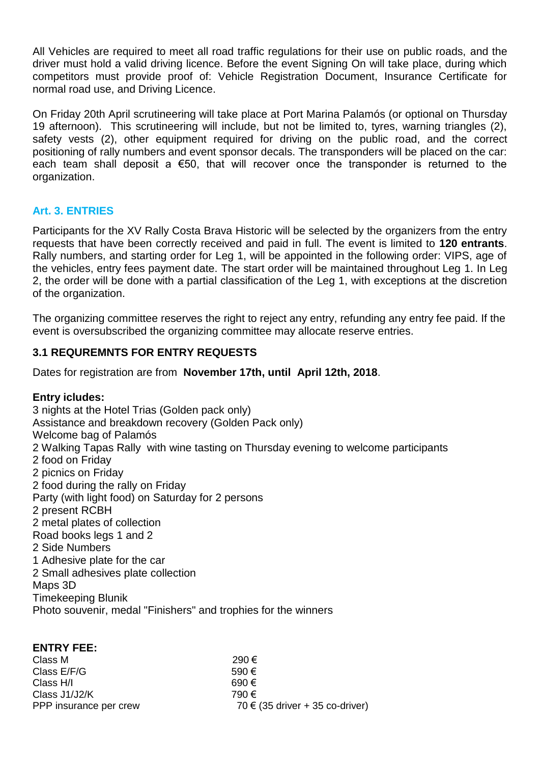All Vehicles are required to meet all road traffic regulations for their use on public roads, and the driver must hold a valid driving licence. Before the event Signing On will take place, during which competitors must provide proof of: Vehicle Registration Document, Insurance Certificate for normal road use, and Driving Licence.

On Friday 20th April scrutineering will take place at Port Marina Palamós (or optional on Thursday 19 afternoon). This scrutineering will include, but not be limited to, tyres, warning triangles (2), safety vests (2), other equipment required for driving on the public road, and the correct positioning of rally numbers and event sponsor decals. The transponders will be placed on the car: each team shall deposit a €50, that will recover once the transponder is returned to the organization.

## Art. 3. ENTRIES

Participants for the XV Rally Costa Brava Historic will be selected by the organizers from the entry requests that have been correctly received and paid in full. The event is limited to **120 entrants**. Rally numbers, and starting order for Leg 1, will be appointed in the following order: VIPS, age of the vehicles, entry fees payment date. The start order will be maintained throughout Leg 1. In Leg 2, the order will be done with a partial classification of the Leg 1, with exceptions at the discretion of the organization.

The organizing committee reserves the right to reject any entry, refunding any entry fee paid. If the event is oversubscribed the organizing committee may allocate reserve entries.

### 3.1 REQUREMNTS FOR ENTRY REQUESTS

Dates for registration are from **November 17th, until April 12th, 2018**.

**Entry icludes:**
3 nights at the Hotel Trias (Golden pack only)
Assistance and breakdown recovery (Golden Pack only)
Welcome bag of Palamós
2 Walking Tapas Rally with wine tasting on Thursday evening to welcome participants
2 food on Friday
2 picnics on Friday
2 food during the rally on Friday
Party (with light food) on Saturday for 2 persons
2 present RCBH
2 metal plates of collection
Road books legs 1 and 2
2 Side Numbers
1 Adhesive plate for the car
2 Small adhesives plate collection
Maps 3D
Timekeeping Blunik
Photo souvenir, medal "Finishers" and trophies for the winners

**ENTRY FEE:**

| | |
|---|---|
| Class M | 290 € |
| Class E/F/G | 590 € |
| Class H/I | 690 € |
| Class J1/J2/K | 790 € |
| PPP insurance per crew | 70 € (35 driver + 35 co-driver) |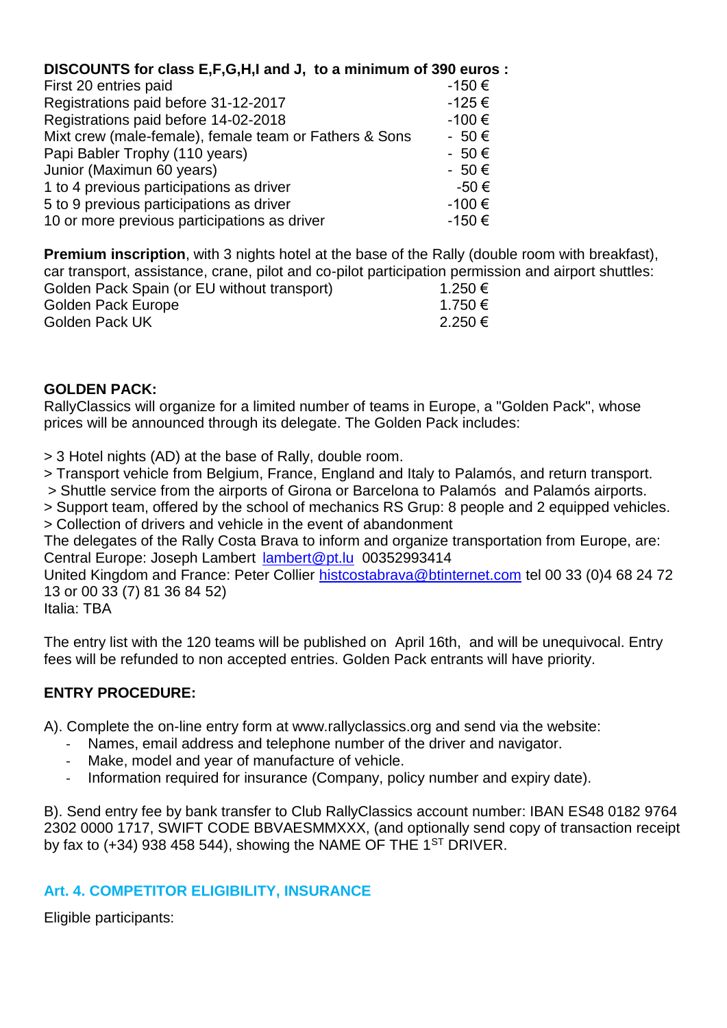**DISCOUNTS for class E,F,G,H,I and J, to a minimum of 390 euros :**

| | |
|---|---|
| First 20 entries paid | -150 € |
| Registrations paid before 31-12-2017 | -125 € |
| Registrations paid before 14-02-2018 | -100 € |
| Mixt crew (male-female), female team or Fathers & Sons | - 50 € |
| Papi Babler Trophy (110 years) | - 50 € |
| Junior (Maximun 60 years) | - 50 € |
| 1 to 4 previous participations as driver | -50 € |
| 5 to 9 previous participations as driver | -100 € |
| 10 or more previous participations as driver | -150 € |

**Premium inscription**, with 3 nights hotel at the base of the Rally (double room with breakfast), car transport, assistance, crane, pilot and co-pilot participation permission and airport shuttles:

| | |
|---|---|
| Golden Pack Spain (or EU without transport) | 1.250 € |
| Golden Pack Europe | 1.750 € |
| Golden Pack UK | 2.250 € |

**GOLDEN PACK:**

RallyClassics will organize for a limited number of teams in Europe, a "Golden Pack", whose prices will be announced through its delegate. The Golden Pack includes:

> 3 Hotel nights (AD) at the base of Rally, double room.
> Transport vehicle from Belgium, France, England and Italy to Palamós, and return transport.
> Shuttle service from the airports of Girona or Barcelona to Palamós and Palamós airports.
> Support team, offered by the school of mechanics RS Grup: 8 people and 2 equipped vehicles.
> Collection of drivers and vehicle in the event of abandonment

The delegates of the Rally Costa Brava to inform and organize transportation from Europe, are:
Central Europe: Joseph Lambert lambert@pt.lu 00352993414
United Kingdom and France: Peter Collier histcostabrava@btinternet.com tel 00 33 (0)4 68 24 72 13 or 00 33 (7) 81 36 84 52)
Italia: TBA

The entry list with the 120 teams will be published on April 16th, and will be unequivocal. Entry fees will be refunded to non accepted entries. Golden Pack entrants will have priority.

**ENTRY PROCEDURE:**

A). Complete the on-line entry form at www.rallyclassics.org and send via the website:

- Names, email address and telephone number of the driver and navigator.
- Make, model and year of manufacture of vehicle.
- Information required for insurance (Company, policy number and expiry date).

B). Send entry fee by bank transfer to Club RallyClassics account number: IBAN ES48 0182 9764 2302 0000 1717, SWIFT CODE BBVAESMMXXX, (and optionally send copy of transaction receipt by fax to (+34) 938 458 544), showing the NAME OF THE 1ST DRIVER.

## Art. 4. COMPETITOR ELIGIBILITY, INSURANCE

Eligible participants: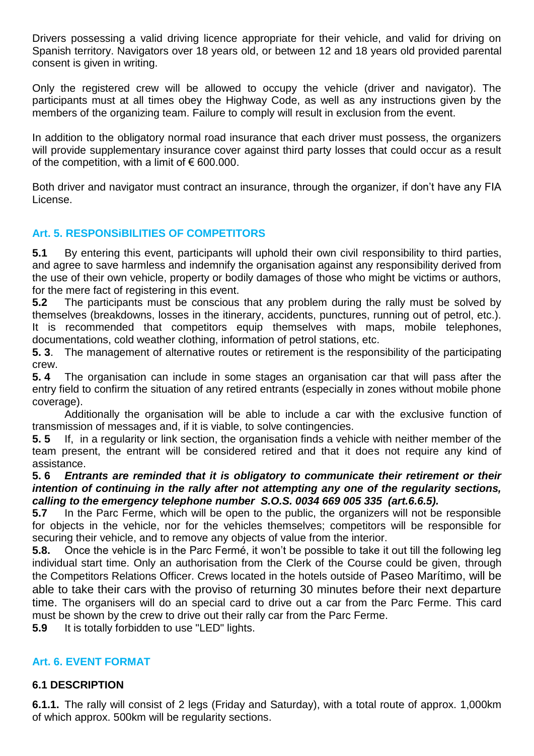Drivers possessing a valid driving licence appropriate for their vehicle, and valid for driving on Spanish territory. Navigators over 18 years old, or between 12 and 18 years old provided parental consent is given in writing.

Only the registered crew will be allowed to occupy the vehicle (driver and navigator). The participants must at all times obey the Highway Code, as well as any instructions given by the members of the organizing team. Failure to comply will result in exclusion from the event.

In addition to the obligatory normal road insurance that each driver must possess, the organizers will provide supplementary insurance cover against third party losses that could occur as a result of the competition, with a limit of € 600.000.

Both driver and navigator must contract an insurance, through the organizer, if don't have any FIA License.

## Art. 5. RESPONSiBILITIES OF COMPETITORS

**5.1** By entering this event, participants will uphold their own civil responsibility to third parties, and agree to save harmless and indemnify the organisation against any responsibility derived from the use of their own vehicle, property or bodily damages of those who might be victims or authors, for the mere fact of registering in this event.

**5.2** The participants must be conscious that any problem during the rally must be solved by themselves (breakdowns, losses in the itinerary, accidents, punctures, running out of petrol, etc.). It is recommended that competitors equip themselves with maps, mobile telephones, documentations, cold weather clothing, information of petrol stations, etc.

**5. 3**. The management of alternative routes or retirement is the responsibility of the participating crew.

**5. 4** The organisation can include in some stages an organisation car that will pass after the entry field to confirm the situation of any retired entrants (especially in zones without mobile phone coverage).

Additionally the organisation will be able to include a car with the exclusive function of transmission of messages and, if it is viable, to solve contingencies.

**5. 5** If, in a regularity or link section, the organisation finds a vehicle with neither member of the team present, the entrant will be considered retired and that it does not require any kind of assistance.

**5. 6** ***Entrants are reminded that it is obligatory to communicate their retirement or their intention of continuing in the rally after not attempting any one of the regularity sections, calling to the emergency telephone number S.O.S. 0034 669 005 335 (art.6.6.5).***

**5.7** In the Parc Ferme, which will be open to the public, the organizers will not be responsible for objects in the vehicle, nor for the vehicles themselves; competitors will be responsible for securing their vehicle, and to remove any objects of value from the interior.

**5.8.** Once the vehicle is in the Parc Fermé, it won't be possible to take it out till the following leg individual start time. Only an authorisation from the Clerk of the Course could be given, through the Competitors Relations Officer. Crews located in the hotels outside of Paseo Marítimo, will be able to take their cars with the proviso of returning 30 minutes before their next departure time. The organisers will do an special card to drive out a car from the Parc Ferme. This card must be shown by the crew to drive out their rally car from the Parc Ferme.

**5.9** It is totally forbidden to use "LED" lights.

## Art. 6. EVENT FORMAT

### 6.1 DESCRIPTION

**6.1.1.** The rally will consist of 2 legs (Friday and Saturday), with a total route of approx. 1,000km of which approx. 500km will be regularity sections.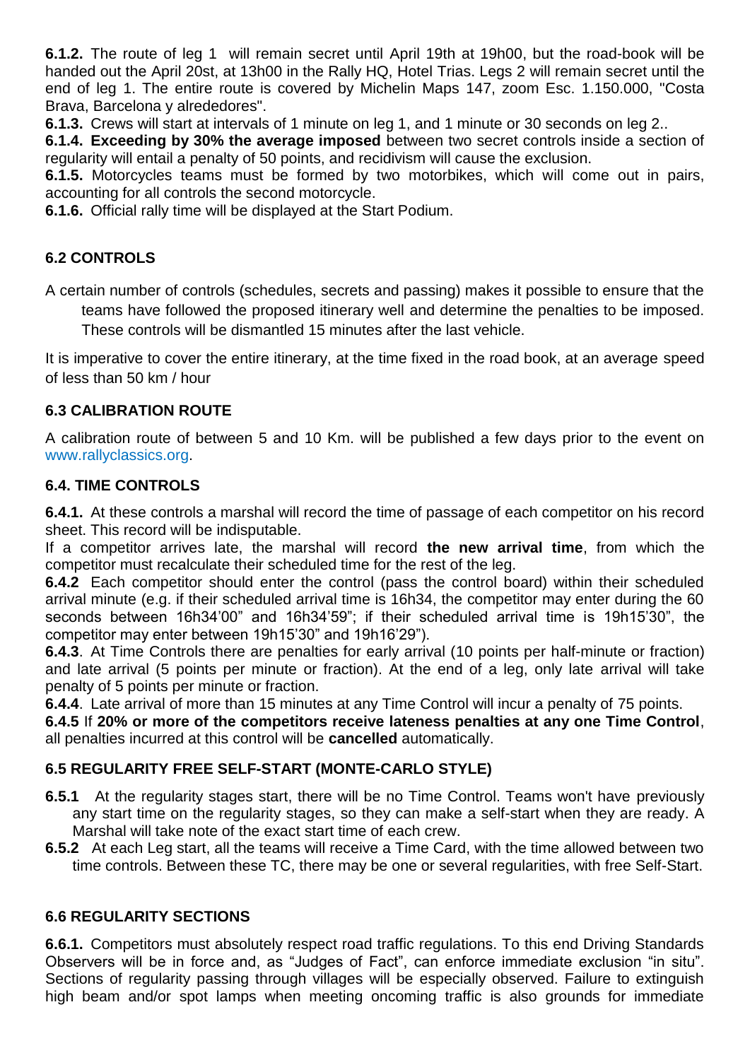**6.1.2.** The route of leg 1 will remain secret until April 19th at 19h00, but the road-book will be handed out the April 20st, at 13h00 in the Rally HQ, Hotel Trias. Legs 2 will remain secret until the end of leg 1. The entire route is covered by Michelin Maps 147, zoom Esc. 1.150.000, "Costa Brava, Barcelona y alrededores".

**6.1.3.** Crews will start at intervals of 1 minute on leg 1, and 1 minute or 30 seconds on leg 2..

**6.1.4. Exceeding by 30% the average imposed** between two secret controls inside a section of regularity will entail a penalty of 50 points, and recidivism will cause the exclusion.

**6.1.5.** Motorcycles teams must be formed by two motorbikes, which will come out in pairs, accounting for all controls the second motorcycle.

**6.1.6.** Official rally time will be displayed at the Start Podium.

## 6.2 CONTROLS

A certain number of controls (schedules, secrets and passing) makes it possible to ensure that the teams have followed the proposed itinerary well and determine the penalties to be imposed. These controls will be dismantled 15 minutes after the last vehicle.

It is imperative to cover the entire itinerary, at the time fixed in the road book, at an average speed of less than 50 km / hour

## 6.3 CALIBRATION ROUTE

A calibration route of between 5 and 10 Km. will be published a few days prior to the event on www.rallyclassics.org.

## 6.4. TIME CONTROLS

**6.4.1.** At these controls a marshal will record the time of passage of each competitor on his record sheet. This record will be indisputable.

If a competitor arrives late, the marshal will record **the new arrival time**, from which the competitor must recalculate their scheduled time for the rest of the leg.

**6.4.2** Each competitor should enter the control (pass the control board) within their scheduled arrival minute (e.g. if their scheduled arrival time is 16h34, the competitor may enter during the 60 seconds between 16h34'00" and 16h34'59"; if their scheduled arrival time is 19h15'30", the competitor may enter between 19h15'30" and 19h16'29").

**6.4.3**. At Time Controls there are penalties for early arrival (10 points per half-minute or fraction) and late arrival (5 points per minute or fraction). At the end of a leg, only late arrival will take penalty of 5 points per minute or fraction.

**6.4.4**. Late arrival of more than 15 minutes at any Time Control will incur a penalty of 75 points.

**6.4.5** If **20% or more of the competitors receive lateness penalties at any one Time Control**, all penalties incurred at this control will be **cancelled** automatically.

## 6.5 REGULARITY FREE SELF-START (MONTE-CARLO STYLE)

**6.5.1** At the regularity stages start, there will be no Time Control. Teams won't have previously any start time on the regularity stages, so they can make a self-start when they are ready. A Marshal will take note of the exact start time of each crew.

**6.5.2** At each Leg start, all the teams will receive a Time Card, with the time allowed between two time controls. Between these TC, there may be one or several regularities, with free Self-Start.

## 6.6 REGULARITY SECTIONS

**6.6.1.** Competitors must absolutely respect road traffic regulations. To this end Driving Standards Observers will be in force and, as "Judges of Fact", can enforce immediate exclusion "in situ". Sections of regularity passing through villages will be especially observed. Failure to extinguish high beam and/or spot lamps when meeting oncoming traffic is also grounds for immediate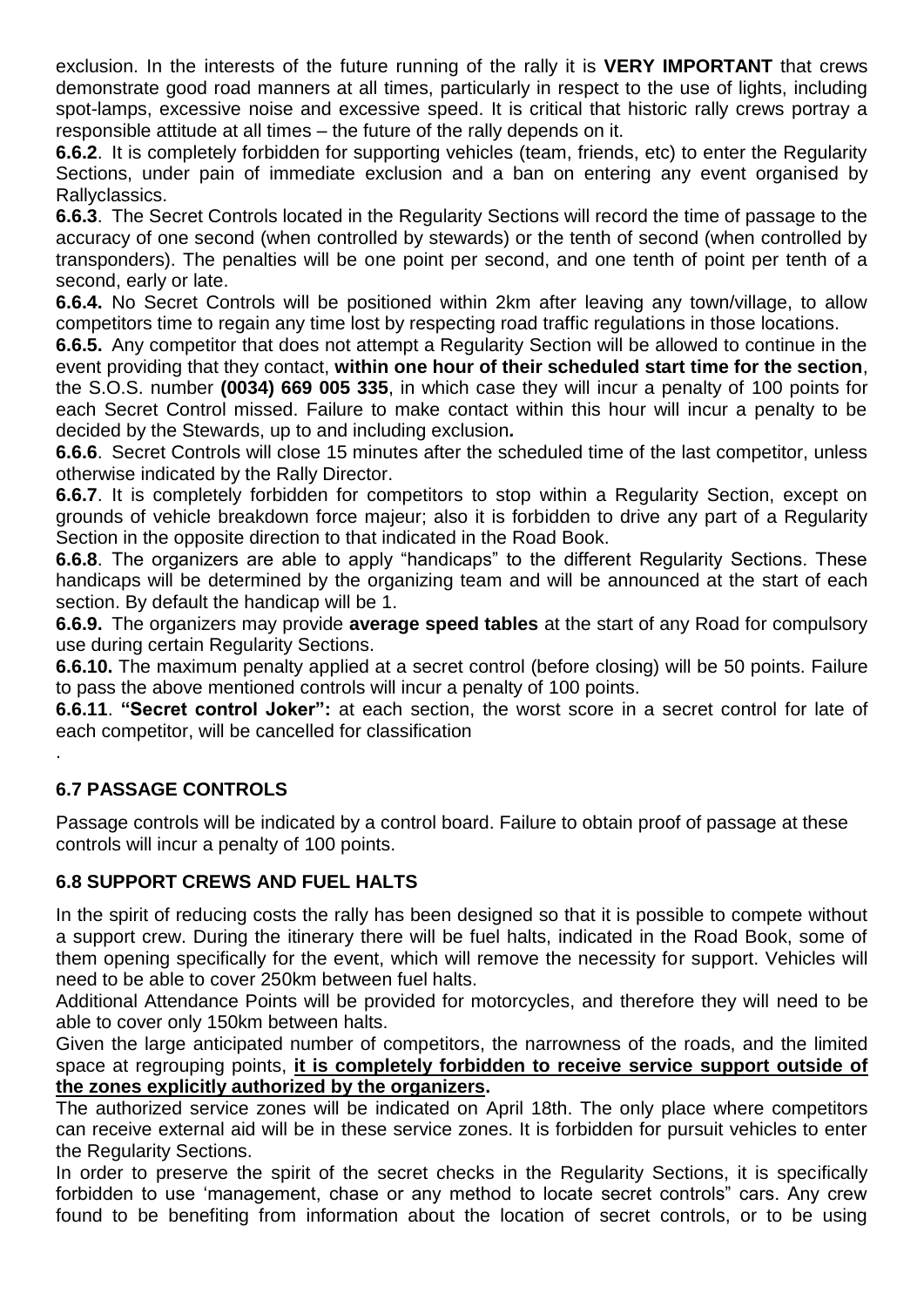exclusion. In the interests of the future running of the rally it is **VERY IMPORTANT** that crews demonstrate good road manners at all times, particularly in respect to the use of lights, including spot-lamps, excessive noise and excessive speed. It is critical that historic rally crews portray a responsible attitude at all times – the future of the rally depends on it.

**6.6.2**. It is completely forbidden for supporting vehicles (team, friends, etc) to enter the Regularity Sections, under pain of immediate exclusion and a ban on entering any event organised by Rallyclassics.

**6.6.3**. The Secret Controls located in the Regularity Sections will record the time of passage to the accuracy of one second (when controlled by stewards) or the tenth of second (when controlled by transponders). The penalties will be one point per second, and one tenth of point per tenth of a second, early or late.

**6.6.4.** No Secret Controls will be positioned within 2km after leaving any town/village, to allow competitors time to regain any time lost by respecting road traffic regulations in those locations.

**6.6.5.** Any competitor that does not attempt a Regularity Section will be allowed to continue in the event providing that they contact, **within one hour of their scheduled start time for the section**, the S.O.S. number **(0034) 669 005 335**, in which case they will incur a penalty of 100 points for each Secret Control missed. Failure to make contact within this hour will incur a penalty to be decided by the Stewards, up to and including exclusion**.**

**6.6.6**. Secret Controls will close 15 minutes after the scheduled time of the last competitor, unless otherwise indicated by the Rally Director.

**6.6.7**. It is completely forbidden for competitors to stop within a Regularity Section, except on grounds of vehicle breakdown force majeur; also it is forbidden to drive any part of a Regularity Section in the opposite direction to that indicated in the Road Book.

**6.6.8**. The organizers are able to apply "handicaps" to the different Regularity Sections. These handicaps will be determined by the organizing team and will be announced at the start of each section. By default the handicap will be 1.

**6.6.9.** The organizers may provide **average speed tables** at the start of any Road for compulsory use during certain Regularity Sections.

**6.6.10.** The maximum penalty applied at a secret control (before closing) will be 50 points. Failure to pass the above mentioned controls will incur a penalty of 100 points.

**6.6.11**. **"Secret control Joker":** at each section, the worst score in a secret control for late of each competitor, will be cancelled for classification

.

### 6.7 PASSAGE CONTROLS

Passage controls will be indicated by a control board. Failure to obtain proof of passage at these controls will incur a penalty of 100 points.

### 6.8 SUPPORT CREWS AND FUEL HALTS

In the spirit of reducing costs the rally has been designed so that it is possible to compete without a support crew. During the itinerary there will be fuel halts, indicated in the Road Book, some of them opening specifically for the event, which will remove the necessity for support. Vehicles will need to be able to cover 250km between fuel halts.

Additional Attendance Points will be provided for motorcycles, and therefore they will need to be able to cover only 150km between halts.

Given the large anticipated number of competitors, the narrowness of the roads, and the limited space at regrouping points, **<u>it is completely forbidden to receive service support outside of the zones explicitly authorized by the organizers</u>.**

The authorized service zones will be indicated on April 18th. The only place where competitors can receive external aid will be in these service zones. It is forbidden for pursuit vehicles to enter the Regularity Sections.

In order to preserve the spirit of the secret checks in the Regularity Sections, it is specifically forbidden to use 'management, chase or any method to locate secret controls" cars. Any crew found to be benefiting from information about the location of secret controls, or to be using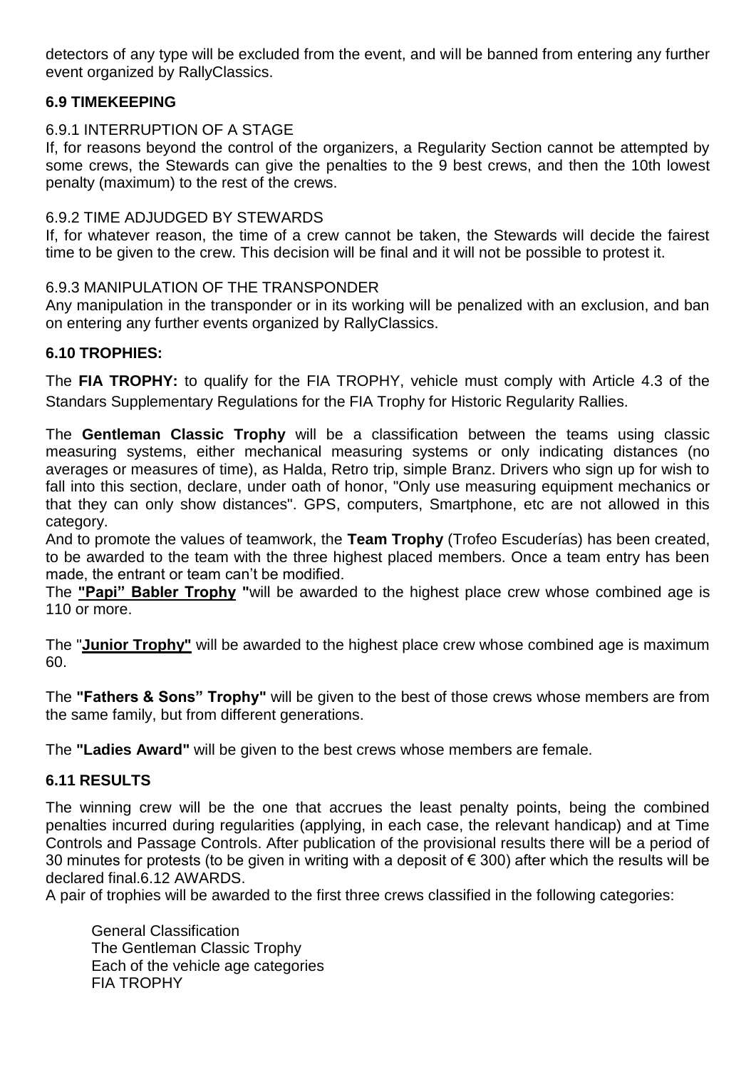detectors of any type will be excluded from the event, and will be banned from entering any further event organized by RallyClassics.

### 6.9 TIMEKEEPING

6.9.1 INTERRUPTION OF A STAGE

If, for reasons beyond the control of the organizers, a Regularity Section cannot be attempted by some crews, the Stewards can give the penalties to the 9 best crews, and then the 10th lowest penalty (maximum) to the rest of the crews.

6.9.2 TIME ADJUDGED BY STEWARDS

If, for whatever reason, the time of a crew cannot be taken, the Stewards will decide the fairest time to be given to the crew. This decision will be final and it will not be possible to protest it.

6.9.3 MANIPULATION OF THE TRANSPONDER

Any manipulation in the transponder or in its working will be penalized with an exclusion, and ban on entering any further events organized by RallyClassics.

### 6.10 TROPHIES:

The **FIA TROPHY:** to qualify for the FIA TROPHY, vehicle must comply with Article 4.3 of the Standars Supplementary Regulations for the FIA Trophy for Historic Regularity Rallies.

The **Gentleman Classic Trophy** will be a classification between the teams using classic measuring systems, either mechanical measuring systems or only indicating distances (no averages or measures of time), as Halda, Retro trip, simple Branz. Drivers who sign up for wish to fall into this section, declare, under oath of honor, "Only use measuring equipment mechanics or that they can only show distances". GPS, computers, Smartphone, etc are not allowed in this category.

And to promote the values of teamwork, the **Team Trophy** (Trofeo Escuderías) has been created, to be awarded to the team with the three highest placed members. Once a team entry has been made, the entrant or team can't be modified.

The **"Papi" Babler Trophy "**will be awarded to the highest place crew whose combined age is 110 or more.

The "**Junior Trophy"** will be awarded to the highest place crew whose combined age is maximum 60.

The **"Fathers & Sons" Trophy"** will be given to the best of those crews whose members are from the same family, but from different generations.

The **"Ladies Award"** will be given to the best crews whose members are female.

### 6.11 RESULTS

The winning crew will be the one that accrues the least penalty points, being the combined penalties incurred during regularities (applying, in each case, the relevant handicap) and at Time Controls and Passage Controls. After publication of the provisional results there will be a period of 30 minutes for protests (to be given in writing with a deposit of € 300) after which the results will be declared final.6.12 AWARDS.

A pair of trophies will be awarded to the first three crews classified in the following categories:

General Classification
The Gentleman Classic Trophy
Each of the vehicle age categories
FIA TROPHY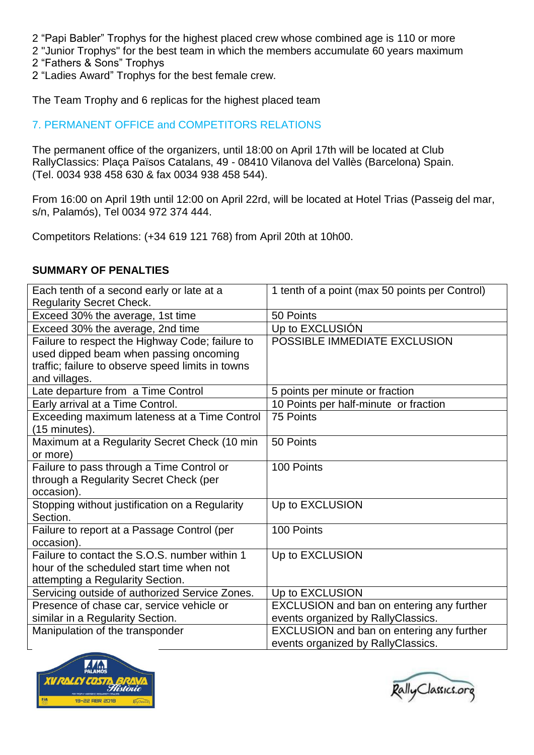2 “Papi Babler” Trophys for the highest placed crew whose combined age is 110 or more
2 "Junior Trophys" for the best team in which the members accumulate 60 years maximum
2 “Fathers & Sons” Trophys
2 “Ladies Award” Trophys for the best female crew.

The Team Trophy and 6 replicas for the highest placed team

## 7. PERMANENT OFFICE and COMPETITORS RELATIONS

The permanent office of the organizers, until 18:00 on April 17th will be located at Club RallyClassics: Plaça Països Catalans, 49 - 08410 Vilanova del Vallès (Barcelona) Spain. (Tel. 0034 938 458 630 & fax 0034 938 458 544).

From 16:00 on April 19th until 12:00 on April 22rd, will be located at Hotel Trias (Passeig del mar, s/n, Palamós), Tel 0034 972 374 444.

Competitors Relations: (+34 619 121 768) from April 20th at 10h00.

**SUMMARY OF PENALTIES**

| | |
|---|---|
| Each tenth of a second early or late at a Regularity Secret Check. | 1 tenth of a point (max 50 points per Control) |
| Exceed 30% the average, 1st time | 50 Points |
| Exceed 30% the average, 2nd time | Up to EXCLUSIÓN |
| Failure to respect the Highway Code; failure to used dipped beam when passing oncoming traffic; failure to observe speed limits in towns and villages. | POSSIBLE IMMEDIATE EXCLUSION |
| Late departure from a Time Control | 5 points per minute or fraction |
| Early arrival at a Time Control. | 10 Points per half-minute or fraction |
| Exceeding maximum lateness at a Time Control (15 minutes). | 75 Points |
| Maximum at a Regularity Secret Check (10 min or more) | 50 Points |
| Failure to pass through a Time Control or through a Regularity Secret Check (per occasion). | 100 Points |
| Stopping without justification on a Regularity Section. | Up to EXCLUSION |
| Failure to report at a Passage Control (per occasion). | 100 Points |
| Failure to contact the S.O.S. number within 1 hour of the scheduled start time when not attempting a Regularity Section. | Up to EXCLUSION |
| Servicing outside of authorized Service Zones. | Up to EXCLUSION |
| Presence of chase car, service vehicle or similar in a Regularity Section. | EXCLUSION and ban on entering any further events organized by RallyClassics. |
| Manipulation of the transponder | EXCLUSION and ban on entering any further events organized by RallyClassics. |